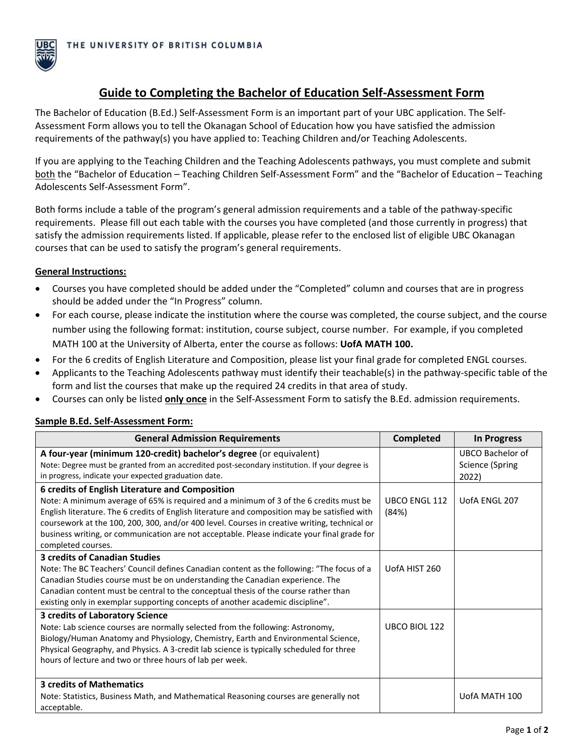THE UNIVERSITY OF BRITISH COLUMBIA

# Guide to Completing the Bachelor of Education Self-Assessment Form

The Bachelor of Education (B.Ed.) Self-Assessment Form is an important part of your UBC application. The Self-Assessment Form allows you to tell the Okanagan School of Education how you have satisfied the admission requirements of the pathway(s) you have applied to: Teaching Children and/or Teaching Adolescents.

If you are applying to the Teaching Children and the Teaching Adolescents pathways, you must complete and submit both the "Bachelor of Education – Teaching Children Self-Assessment Form" and the "Bachelor of Education – Teaching Adolescents Self-Assessment Form".

Both forms include a table of the program's general admission requirements and a table of the pathway-specific requirements. Please fill out each table with the courses you have completed (and those currently in progress) that satisfy the admission requirements listed. If applicable, please refer to the enclosed list of eligible UBC Okanagan courses that can be used to satisfy the program's general requirements.

## General Instructions:

- Courses you have completed should be added under the "Completed" column and courses that are in progress should be added under the "In Progress" column.
- For each course, please indicate the institution where the course was completed, the course subject, and the course number using the following format: institution, course subject, course number. For example, if you completed MATH 100 at the University of Alberta, enter the course as follows: **UofA MATH 100.**
- For the 6 credits of English Literature and Composition, please list your final grade for completed ENGL courses.
- Applicants to the Teaching Adolescents pathway must identify their teachable(s) in the pathway-specific table of the form and list the courses that make up the required 24 credits in that area of study.
- Courses can only be listed **only once** in the Self-Assessment Form to satisfy the B.Ed. admission requirements.

## Sample B.Ed. Self-Assessment Form:

| General Admission Requirements | Completed | In Progress |
|---|---|---|
| **A four-year (minimum 120-credit) bachelor's degree** (or equivalent)<br>Note: Degree must be granted from an accredited post-secondary institution. If your degree is in progress, indicate your expected graduation date. | | UBCO Bachelor of Science (Spring 2022) |
| **6 credits of English Literature and Composition**<br>Note: A minimum average of 65% is required and a minimum of 3 of the 6 credits must be English literature. The 6 credits of English literature and composition may be satisfied with coursework at the 100, 200, 300, and/or 400 level. Courses in creative writing, technical or business writing, or communication are not acceptable. Please indicate your final grade for completed courses. | UBCO ENGL 112 (84%) | UofA ENGL 207 |
| **3 credits of Canadian Studies**<br>Note: The BC Teachers' Council defines Canadian content as the following: "The focus of a Canadian Studies course must be on understanding the Canadian experience. The Canadian content must be central to the conceptual thesis of the course rather than existing only in exemplar supporting concepts of another academic discipline". | UofA HIST 260 | |
| **3 credits of Laboratory Science**<br>Note: Lab science courses are normally selected from the following: Astronomy, Biology/Human Anatomy and Physiology, Chemistry, Earth and Environmental Science, Physical Geography, and Physics. A 3-credit lab science is typically scheduled for three hours of lecture and two or three hours of lab per week. | UBCO BIOL 122 | |
| **3 credits of Mathematics**<br>Note: Statistics, Business Math, and Mathematical Reasoning courses are generally not acceptable. | | UofA MATH 100 |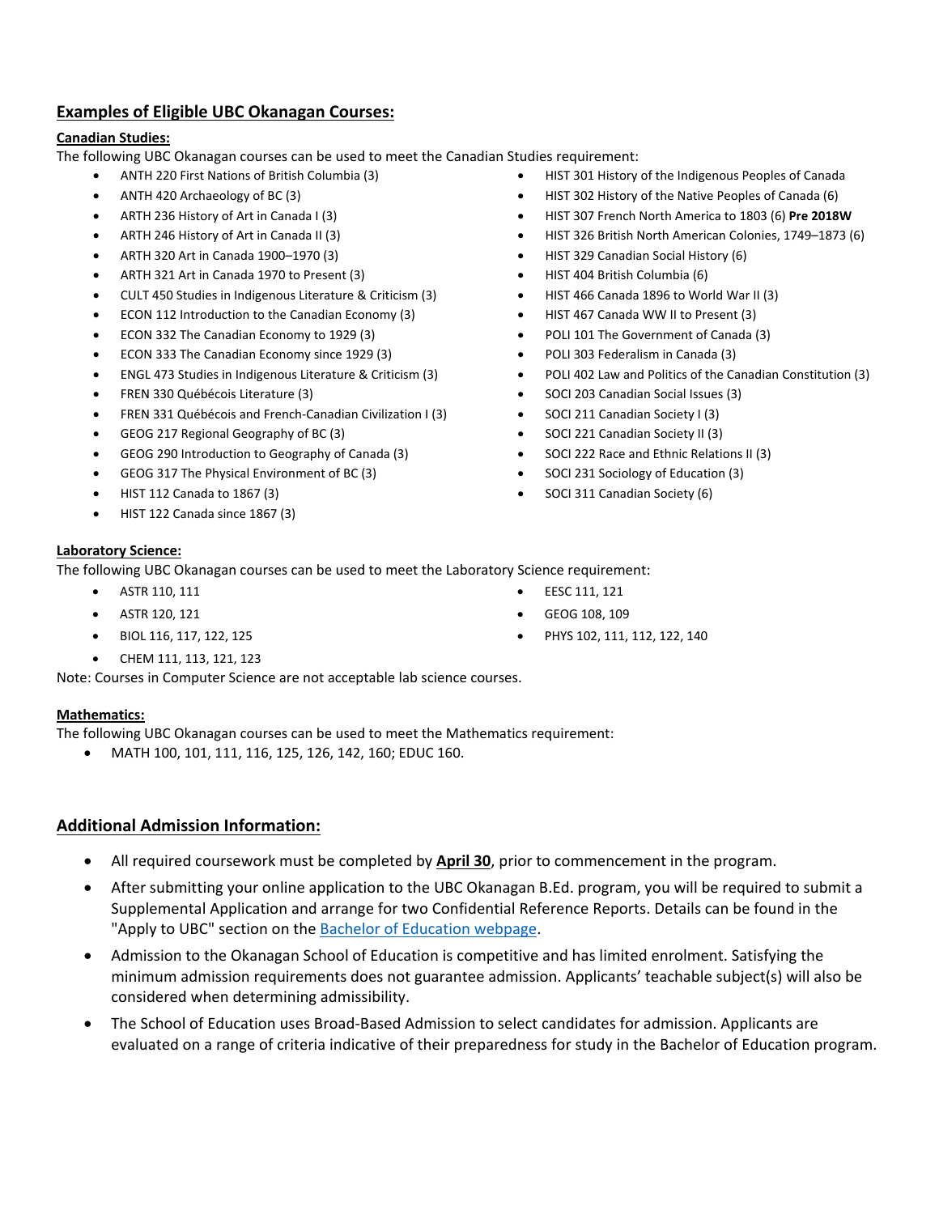## Examples of Eligible UBC Okanagan Courses:

### Canadian Studies:

The following UBC Okanagan courses can be used to meet the Canadian Studies requirement:

- ANTH 220 First Nations of British Columbia (3)
- ANTH 420 Archaeology of BC (3)
- ARTH 236 History of Art in Canada I (3)
- ARTH 246 History of Art in Canada II (3)
- ARTH 320 Art in Canada 1900–1970 (3)
- ARTH 321 Art in Canada 1970 to Present (3)
- CULT 450 Studies in Indigenous Literature & Criticism (3)
- ECON 112 Introduction to the Canadian Economy (3)
- ECON 332 The Canadian Economy to 1929 (3)
- ECON 333 The Canadian Economy since 1929 (3)
- ENGL 473 Studies in Indigenous Literature & Criticism (3)
- FREN 330 Québécois Literature (3)
- FREN 331 Québécois and French-Canadian Civilization I (3)
- GEOG 217 Regional Geography of BC (3)
- GEOG 290 Introduction to Geography of Canada (3)
- GEOG 317 The Physical Environment of BC (3)
- HIST 112 Canada to 1867 (3)
- HIST 122 Canada since 1867 (3)
- HIST 301 History of the Indigenous Peoples of Canada
- HIST 302 History of the Native Peoples of Canada (6)
- HIST 307 French North America to 1803 (6) **Pre 2018W**
- HIST 326 British North American Colonies, 1749–1873 (6)
- HIST 329 Canadian Social History (6)
- HIST 404 British Columbia (6)
- HIST 466 Canada 1896 to World War II (3)
- HIST 467 Canada WW II to Present (3)
- POLI 101 The Government of Canada (3)
- POLI 303 Federalism in Canada (3)
- POLI 402 Law and Politics of the Canadian Constitution (3)
- SOCI 203 Canadian Social Issues (3)
- SOCI 211 Canadian Society I (3)
- SOCI 221 Canadian Society II (3)
- SOCI 222 Race and Ethnic Relations II (3)
- SOCI 231 Sociology of Education (3)
- SOCI 311 Canadian Society (6)

### Laboratory Science:

The following UBC Okanagan courses can be used to meet the Laboratory Science requirement:

- ASTR 110, 111
- ASTR 120, 121
- BIOL 116, 117, 122, 125
- CHEM 111, 113, 121, 123
- EESC 111, 121
- GEOG 108, 109
- PHYS 102, 111, 112, 122, 140

Note: Courses in Computer Science are not acceptable lab science courses.

### Mathematics:

The following UBC Okanagan courses can be used to meet the Mathematics requirement:

- MATH 100, 101, 111, 116, 125, 126, 142, 160; EDUC 160.

## Additional Admission Information:

- All required coursework must be completed by **April 30**, prior to commencement in the program.
- After submitting your online application to the UBC Okanagan B.Ed. program, you will be required to submit a Supplemental Application and arrange for two Confidential Reference Reports. Details can be found in the "Apply to UBC" section on the Bachelor of Education webpage.
- Admission to the Okanagan School of Education is competitive and has limited enrolment. Satisfying the minimum admission requirements does not guarantee admission. Applicants' teachable subject(s) will also be considered when determining admissibility.
- The School of Education uses Broad-Based Admission to select candidates for admission. Applicants are evaluated on a range of criteria indicative of their preparedness for study in the Bachelor of Education program.